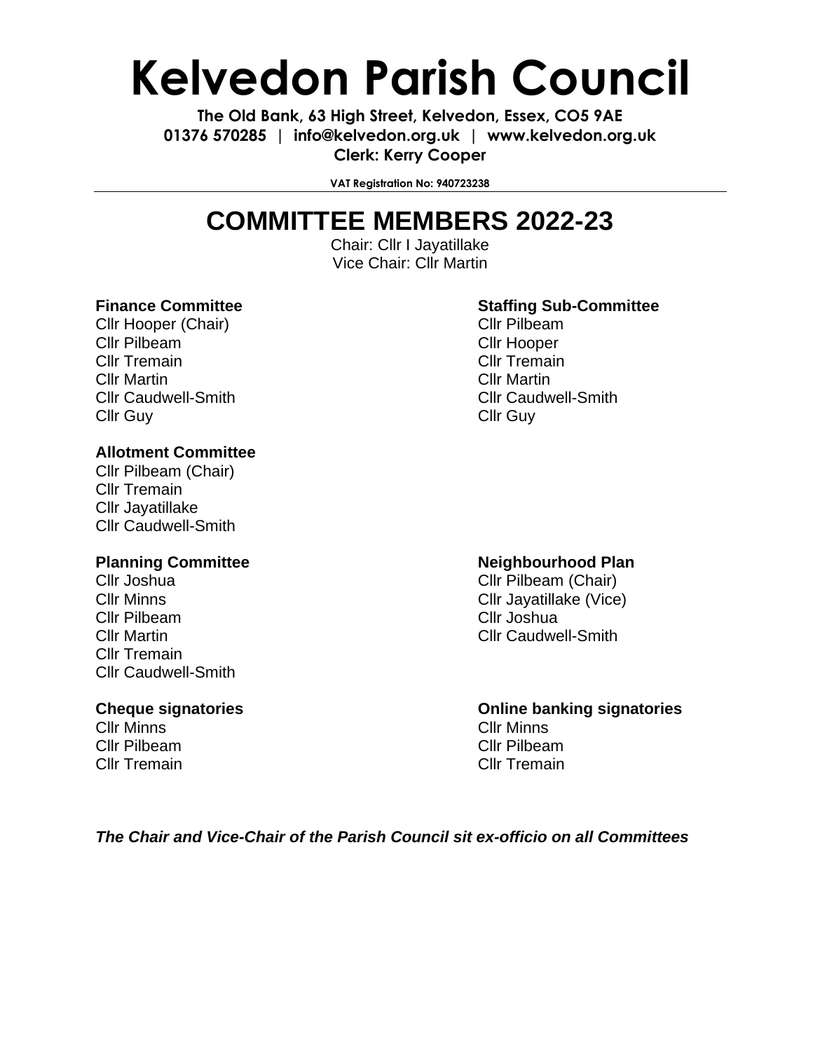# Kelvedon Parish Council

**The Old Bank, 63 High Street, Kelvedon, Essex, CO5 9AE**
**01376 570285 | info@kelvedon.org.uk | www.kelvedon.org.uk**
**Clerk: Kerry Cooper**

**VAT Registration No: 940723238**

## COMMITTEE MEMBERS 2022-23

Chair: Cllr I Jayatillake
Vice Chair: Cllr Martin

### Finance Committee

Cllr Hooper (Chair)
Cllr Pilbeam
Cllr Tremain
Cllr Martin
Cllr Caudwell-Smith
Cllr Guy

### Staffing Sub-Committee

Cllr Pilbeam
Cllr Hooper
Cllr Tremain
Cllr Martin
Cllr Caudwell-Smith
Cllr Guy

### Allotment Committee

Cllr Pilbeam (Chair)
Cllr Tremain
Cllr Jayatillake
Cllr Caudwell-Smith

### Planning Committee

Cllr Joshua
Cllr Minns
Cllr Pilbeam
Cllr Martin
Cllr Tremain
Cllr Caudwell-Smith

### Neighbourhood Plan

Cllr Pilbeam (Chair)
Cllr Jayatillake (Vice)
Cllr Joshua
Cllr Caudwell-Smith

### Cheque signatories

Cllr Minns
Cllr Pilbeam
Cllr Tremain

### Online banking signatories

Cllr Minns
Cllr Pilbeam
Cllr Tremain

***The Chair and Vice-Chair of the Parish Council sit ex-officio on all Committees***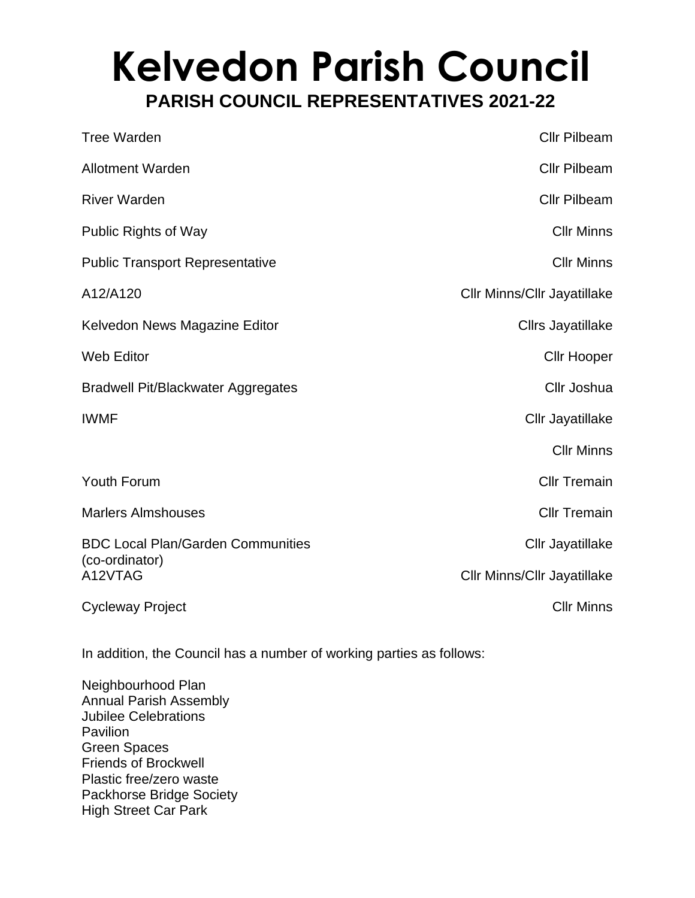# Kelvedon Parish Council

## PARISH COUNCIL REPRESENTATIVES 2021-22

| | |
|---|---|
| Tree Warden | Cllr Pilbeam |
| Allotment Warden | Cllr Pilbeam |
| River Warden | Cllr Pilbeam |
| Public Rights of Way | Cllr Minns |
| Public Transport Representative | Cllr Minns |
| A12/A120 | Cllr Minns/Cllr Jayatillake |
| Kelvedon News Magazine Editor | Cllrs Jayatillake |
| Web Editor | Cllr Hooper |
| Bradwell Pit/Blackwater Aggregates | Cllr Joshua |
| IWMF | Cllr Jayatillake |
| | Cllr Minns |
| Youth Forum | Cllr Tremain |
| Marlers Almshouses | Cllr Tremain |
| BDC Local Plan/Garden Communities (co-ordinator) | Cllr Jayatillake |
| A12VTAG | Cllr Minns/Cllr Jayatillake |
| Cycleway Project | Cllr Minns |

In addition, the Council has a number of working parties as follows:

Neighbourhood Plan
Annual Parish Assembly
Jubilee Celebrations
Pavilion
Green Spaces
Friends of Brockwell
Plastic free/zero waste
Packhorse Bridge Society
High Street Car Park